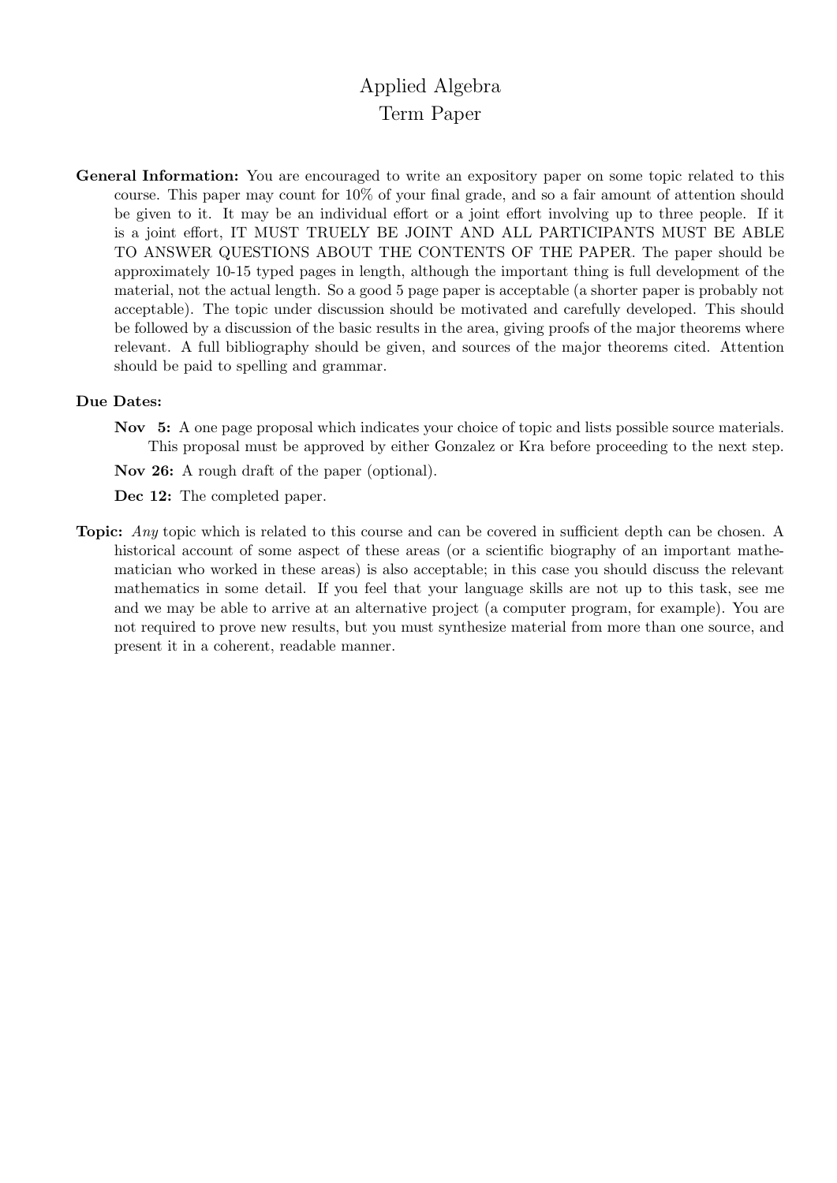# Applied Algebra
## Term Paper

**General Information:** You are encouraged to write an expository paper on some topic related to this course. This paper may count for 10% of your final grade, and so a fair amount of attention should be given to it. It may be an individual effort or a joint effort involving up to three people. If it is a joint effort, IT MUST TRUELY BE JOINT AND ALL PARTICIPANTS MUST BE ABLE TO ANSWER QUESTIONS ABOUT THE CONTENTS OF THE PAPER. The paper should be approximately 10-15 typed pages in length, although the important thing is full development of the material, not the actual length. So a good 5 page paper is acceptable (a shorter paper is probably not acceptable). The topic under discussion should be motivated and carefully developed. This should be followed by a discussion of the basic results in the area, giving proofs of the major theorems where relevant. A full bibliography should be given, and sources of the major theorems cited. Attention should be paid to spelling and grammar.

**Due Dates:**

- **Nov 5:** A one page proposal which indicates your choice of topic and lists possible source materials. This proposal must be approved by either Gonzalez or Kra before proceeding to the next step.
- **Nov 26:** A rough draft of the paper (optional).
- **Dec 12:** The completed paper.

**Topic:** *Any* topic which is related to this course and can be covered in sufficient depth can be chosen. A historical account of some aspect of these areas (or a scientific biography of an important mathematician who worked in these areas) is also acceptable; in this case you should discuss the relevant mathematics in some detail. If you feel that your language skills are not up to this task, see me and we may be able to arrive at an alternative project (a computer program, for example). You are not required to prove new results, but you must synthesize material from more than one source, and present it in a coherent, readable manner.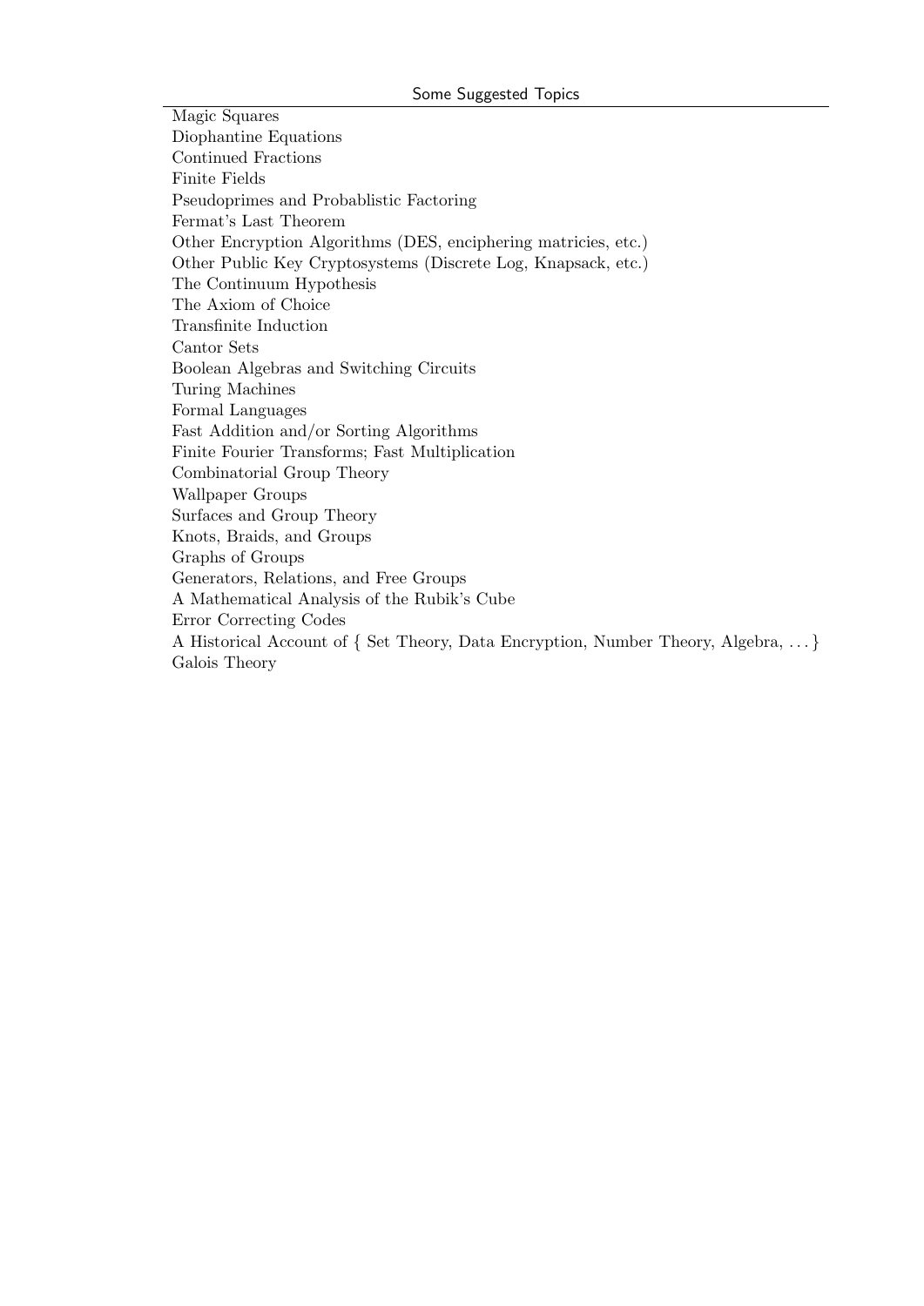## Some Suggested Topics

Magic Squares
Diophantine Equations
Continued Fractions
Finite Fields
Pseudoprimes and Probablistic Factoring
Fermat's Last Theorem
Other Encryption Algorithms (DES, enciphering matricies, etc.)
Other Public Key Cryptosystems (Discrete Log, Knapsack, etc.)
The Continuum Hypothesis
The Axiom of Choice
Transfinite Induction
Cantor Sets
Boolean Algebras and Switching Circuits
Turing Machines
Formal Languages
Fast Addition and/or Sorting Algorithms
Finite Fourier Transforms; Fast Multiplication
Combinatorial Group Theory
Wallpaper Groups
Surfaces and Group Theory
Knots, Braids, and Groups
Graphs of Groups
Generators, Relations, and Free Groups
A Mathematical Analysis of the Rubik's Cube
Error Correcting Codes
A Historical Account of { Set Theory, Data Encryption, Number Theory, Algebra, ... }
Galois Theory